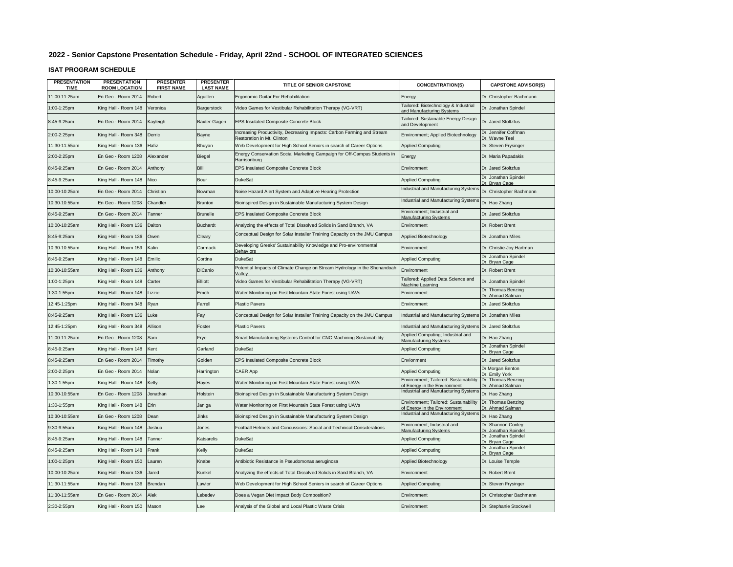## 2022 - Senior Capstone Presentation Schedule - Friday, April 22nd - SCHOOL OF INTEGRATED SCIENCES

### ISAT PROGRAM SCHEDULE

| PRESENTATION TIME | PRESENTATION ROOM LOCATION | PRESENTER FIRST NAME | PRESENTER LAST NAME | TITLE OF SENIOR CAPSTONE | CONCENTRATION(S) | CAPSTONE ADVISOR(S) |
|---|---|---|---|---|---|---|
| 11:00-11:25am | En Geo - Room 2014 | Robert | Aguillen | Ergonomic Guitar For Rehabilitation | Energy | Dr. Christopher Bachmann |
| 1:00-1:25pm | King Hall - Room 148 | Veronica | Bargerstock | Video Games for Vestibular Rehabilitation Therapy (VG-VRT) | Tailored: Biotechnology & Industrial and Manufacturing Systems | Dr. Jonathan Spindel |
| 8:45-9:25am | En Geo - Room 2014 | Kayleigh | Baxter-Gagen | EPS Insulated Composite Concrete Block | Tailored: Sustainable Energy Design and Development | Dr. Jared Stoltzfus |
| 2:00-2:25pm | King Hall - Room 348 | Derric | Bayne | Increasing Productivity, Decreasing Impacts: Carbon Farming and Stream Restoration in Mt. Clinton | Environment; Applied Biotechnology | Dr. Jennifer Coffman Dr. Wayne Teel |
| 11:30-11:55am | King Hall - Room 136 | Hafiz | Bhuyan | Web Development for High School Seniors in search of Career Options | Applied Computing | Dr. Steven Frysinger |
| 2:00-2:25pm | En Geo - Room 1208 | Alexander | Biegel | Energy Conservation Social Marketing Campaign for Off-Campus Students in Harrisonburg | Energy | Dr. Maria Papadakis |
| 8:45-9:25am | En Geo - Room 2014 | Anthony | Bill | EPS Insulated Composite Concrete Block | Environment | Dr. Jared Stoltzfus |
| 8:45-9:25am | King Hall - Room 148 | Nico | Bour | DukeSat | Applied Computing | Dr. Jonathan Spindel Dr. Bryan Cage |
| 10:00-10:25am | En Geo - Room 2014 | Christian | Bowman | Noise Hazard Alert System and Adaptive Hearing Protection | Industrial and Manufacturing Systems | Dr. Christopher Bachmann |
| 10:30-10:55am | En Geo - Room 1208 | Chandler | Branton | Bioinspired Design in Sustainable Manufacturing System Design | Industrial and Manufacturing Systems | Dr. Hao Zhang |
| 8:45-9:25am | En Geo - Room 2014 | Tanner | Brunelle | EPS Insulated Composite Concrete Block | Environment; Industrial and Manufacturing Systems | Dr. Jared Stoltzfus |
| 10:00-10:25am | King Hall - Room 136 | Dalton | Buchardt | Analyzing the effects of Total Dissolved Solids in Sand Branch, VA | Environment | Dr. Robert Brent |
| 8:45-9:25am | King Hall - Room 136 | Owen | Cleary | Conceptual Design for Solar Installer Training Capacity on the JMU Campus | Applied Biotechnology | Dr. Jonathan Miles |
| 10:30-10:55am | King Hall - Room 159 | Kalin | Cormack | Developing Greeks' Sustainability Knowledge and Pro-environmental Behaviors | Environment | Dr. Christie-Joy Hartman |
| 8:45-9:25am | King Hall - Room 148 | Emilio | Cortina | DukeSat | Applied Computing | Dr. Jonathan Spindel Dr. Bryan Cage |
| 10:30-10:55am | King Hall - Room 136 | Anthony | DiCanio | Potential Impacts of Climate Change on Stream Hydrology in the Shenandoah Valley | Environment | Dr. Robert Brent |
| 1:00-1:25pm | King Hall - Room 148 | Carter | Elliott | Video Games for Vestibular Rehabilitation Therapy (VG-VRT) | Tailored: Applied Data Science and Machine Learning | Dr. Jonathan Spindel |
| 1:30-1:55pm | King Hall - Room 148 | Lizzie | Emch | Water Monitoring on First Mountain State Forest using UAVs | Environment | Dr. Thomas Benzing Dr. Ahmad Salman |
| 12:45-1:25pm | King Hall - Room 348 | Ryan | Farrell | Plastic Pavers | Environment | Dr. Jared Stoltzfus |
| 8:45-9:25am | King Hall - Room 136 | Luke | Fay | Conceptual Design for Solar Installer Training Capacity on the JMU Campus | Industrial and Manufacturing Systems | Dr. Jonathan Miles |
| 12:45-1:25pm | King Hall - Room 348 | Allison | Foster | Plastic Pavers | Industrial and Manufacturing Systems | Dr. Jared Stoltzfus |
| 11:00-11:25am | En Geo - Room 1208 | Sam | Frye | Smart Manufacturing Systems Control for CNC Machining Sustainability | Applied Computing; Industrial and Manufacturing Systems | Dr. Hao Zhang |
| 8:45-9:25am | King Hall - Room 148 | Kent | Garland | DukeSat | Applied Computing | Dr. Jonathan Spindel Dr. Bryan Cage |
| 8:45-9:25am | En Geo - Room 2014 | Timothy | Golden | EPS Insulated Composite Concrete Block | Envionment | Dr. Jared Stoltzfus |
| 2:00-2:25pm | En Geo - Room 2014 | Nolan | Harrington | CAER App | Applied Computing | Dr.Morgan Benton Dr. Emily York |
| 1:30-1:55pm | King Hall - Room 148 | Kelly | Hayes | Water Monitoring on First Mountain State Forest using UAVs | Environment; Tailored: Sustainability of Energy in the Environment | Dr. Thomas Benzing Dr. Ahmad Salman |
| 10:30-10:55am | En Geo - Room 1208 | Jonathan | Holstein | Bioinspired Design in Sustainable Manufacturing System Design | Industrial and Manufacturing Systems | Dr. Hao Zhang |
| 1:30-1:55pm | King Hall - Room 148 | Erin | Janiga | Water Monitoring on First Mountain State Forest using UAVs | Environment; Tailored: Sustainability of Energy in the Environment | Dr. Thomas Benzing Dr. Ahmad Salman |
| 10:30-10:55am | En Geo - Room 1208 | Dean | Jinks | Bioinspired Design in Sustainable Manufacturing System Design | Industrial and Manufacturing Systems | Dr. Hao Zhang |
| 9:30-9:55am | King Hall - Room 148 | Joshua | Jones | Football Helmets and Concussions: Social and Technical Considerations | Environment; Industrial and Manufacturing Systems | Dr. Shannon Conley Dr. Jonathan Spindel |
| 8:45-9:25am | King Hall - Room 148 | Tanner | Katsarelis | DukeSat | Applied Computing | Dr. Jonathan Spindel Dr. Bryan Cage |
| 8:45-9:25am | King Hall - Room 148 | Frank | Kelly | DukeSat | Applied Computing | Dr. Jonathan Spindel Dr. Bryan Cage |
| 1:00-1:25pm | King Hall - Room 150 | Lauren | Knabe | Antibiotic Resistance in Pseudomonas aeruginosa | Applied Biotechnology | Dr. Louise Temple |
| 10:00-10:25am | King Hall - Room 136 | Jared | Kunkel | Analyzing the effects of Total Dissolved Solids in Sand Branch, VA | Environment | Dr. Robert Brent |
| 11:30-11:55am | King Hall - Room 136 | Brendan | Lawlor | Web Development for High School Seniors in search of Career Options | Applied Computing | Dr. Steven Frysinger |
| 11:30-11:55am | En Geo - Room 2014 | Alek | Lebedev | Does a Vegan Diet Impact Body Composition? | Environment | Dr. Christopher Bachmann |
| 2:30-2:55pm | King Hall - Room 150 | Mason | Lee | Analysis of the Global and Local Plastic Waste Crisis | Environment | Dr. Stephanie Stockwell |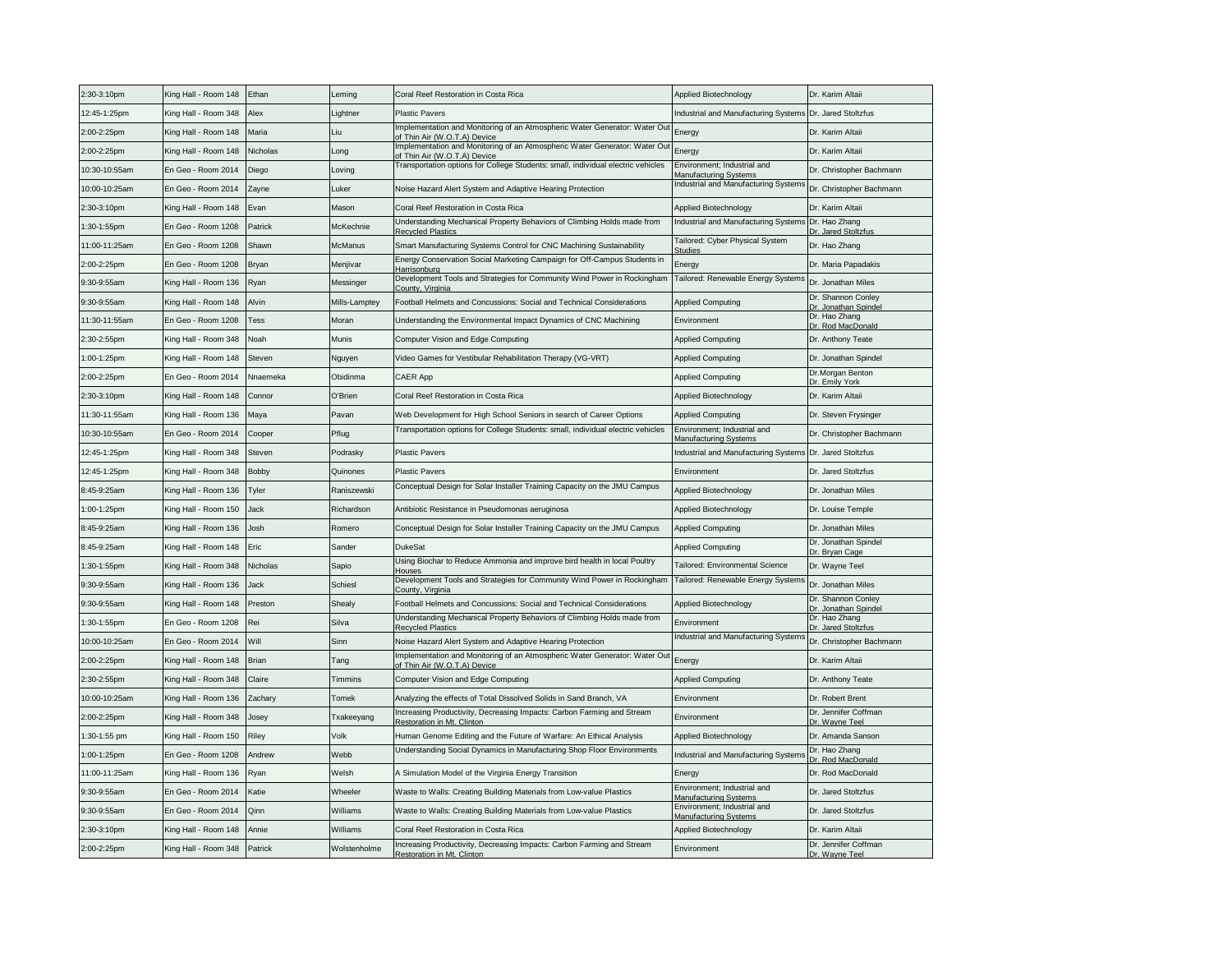| | | | | | | |
|---|---|---|---|---|---|---|
| 2:30-3:10pm | King Hall - Room 148 | Ethan | Leming | Coral Reef Restoration in Costa Rica | Applied Biotechnology | Dr. Karim Altaii |
| 12:45-1:25pm | King Hall - Room 348 | Alex | Lightner | Plastic Pavers | Industrial and Manufacturing Systems | Dr. Jared Stoltzfus |
| 2:00-2:25pm | King Hall - Room 148 | Maria | Liu | Implementation and Monitoring of an Atmospheric Water Generator: Water Out of Thin Air (W.O.T.A) Device | Energy | Dr. Karim Altaii |
| 2:00-2:25pm | King Hall - Room 148 | Nicholas | Long | Implementation and Monitoring of an Atmospheric Water Generator: Water Out of Thin Air (W.O.T.A) Device | Energy | Dr. Karim Altaii |
| 10:30-10:55am | En Geo - Room 2014 | Diego | Loving | Transportation options for College Students: small, individual electric vehicles | Environment; Industrial and Manufacturing Systems | Dr. Christopher Bachmann |
| 10:00-10:25am | En Geo - Room 2014 | Zayne | Luker | Noise Hazard Alert System and Adaptive Hearing Protection | Industrial and Manufacturing Systems | Dr. Christopher Bachmann |
| 2:30-3:10pm | King Hall - Room 148 | Evan | Mason | Coral Reef Restoration in Costa Rica | Applied Biotechnology | Dr. Karim Altaii |
| 1:30-1:55pm | En Geo - Room 1208 | Patrick | McKechnie | Understanding Mechanical Property Behaviors of Climbing Holds made from Recycled Plastics | Industrial and Manufacturing Systems | Dr. Hao Zhang Dr. Jared Stoltzfus |
| 11:00-11:25am | En Geo - Room 1208 | Shawn | McManus | Smart Manufacturing Systems Control for CNC Machining Sustainability | Tailored: Cyber Physical System Studies | Dr. Hao Zhang |
| 2:00-2:25pm | En Geo - Room 1208 | Bryan | Menjivar | Energy Conservation Social Marketing Campaign for Off-Campus Students in Harrisonburg | Energy | Dr. Maria Papadakis |
| 9:30-9:55am | King Hall - Room 136 | Ryan | Messinger | Development Tools and Strategies for Community Wind Power in Rockingham County, Virginia | Tailored: Renewable Energy Systems | Dr. Jonathan Miles |
| 9:30-9:55am | King Hall - Room 148 | Alvin | Mills-Lamptey | Football Helmets and Concussions: Social and Technical Considerations | Applied Computing | Dr. Shannon Conley Dr. Jonathan Spindel |
| 11:30-11:55am | En Geo - Room 1208 | Tess | Moran | Understanding the Environmental Impact Dynamics of CNC Machining | Environment | Dr. Hao Zhang Dr. Rod MacDonald |
| 2:30-2:55pm | King Hall - Room 348 | Noah | Munis | Computer Vision and Edge Computing | Applied Computing | Dr. Anthony Teate |
| 1:00-1:25pm | King Hall - Room 148 | Steven | Nguyen | Video Games for Vestibular Rehabilitation Therapy (VG-VRT) | Applied Computing | Dr. Jonathan Spindel |
| 2:00-2:25pm | En Geo - Room 2014 | Nnaemeka | Obidinma | CAER App | Applied Computing | Dr.Morgan Benton Dr. Emily York |
| 2:30-3:10pm | King Hall - Room 148 | Connor | O'Brien | Coral Reef Restoration in Costa Rica | Applied Biotechnology | Dr. Karim Altaii |
| 11:30-11:55am | King Hall - Room 136 | Maya | Pavan | Web Development for High School Seniors in search of Career Options | Applied Computing | Dr. Steven Frysinger |
| 10:30-10:55am | En Geo - Room 2014 | Cooper | Pflug | Transportation options for College Students: small, individual electric vehicles | Environment; Industrial and Manufacturing Systems | Dr. Christopher Bachmann |
| 12:45-1:25pm | King Hall - Room 348 | Steven | Podrasky | Plastic Pavers | Industrial and Manufacturing Systems | Dr. Jared Stoltzfus |
| 12:45-1:25pm | King Hall - Room 348 | Bobby | Quinones | Plastic Pavers | Environment | Dr. Jared Stoltzfus |
| 8:45-9:25am | King Hall - Room 136 | Tyler | Raniszewski | Conceptual Design for Solar Installer Training Capacity on the JMU Campus | Applied Biotechnology | Dr. Jonathan Miles |
| 1:00-1:25pm | King Hall - Room 150 | Jack | Richardson | Antibiotic Resistance in Pseudomonas aeruginosa | Applied Biotechnology | Dr. Louise Temple |
| 8:45-9:25am | King Hall - Room 136 | Josh | Romero | Conceptual Design for Solar Installer Training Capacity on the JMU Campus | Applied Computing | Dr. Jonathan Miles |
| 8:45-9:25am | King Hall - Room 148 | Eric | Sander | DukeSat | Applied Computing | Dr. Jonathan Spindel Dr. Bryan Cage |
| 1:30-1:55pm | King Hall - Room 348 | Nicholas | Sapio | Using Biochar to Reduce Ammonia and improve bird health in local Poultry Houses | Tailored: Environmental Science | Dr. Wayne Teel |
| 9:30-9:55am | King Hall - Room 136 | Jack | Schiesl | Development Tools and Strategies for Community Wind Power in Rockingham County, Virginia | Tailored: Renewable Energy Systems | Dr. Jonathan Miles |
| 9:30-9:55am | King Hall - Room 148 | Preston | Shealy | Football Helmets and Concussions: Social and Technical Considerations | Applied Biotechnology | Dr. Shannon Conley Dr. Jonathan Spindel |
| 1:30-1:55pm | En Geo - Room 1208 | Rei | Silva | Understanding Mechanical Property Behaviors of Climbing Holds made from Recycled Plastics | Environment | Dr. Hao Zhang Dr. Jared Stoltzfus |
| 10:00-10:25am | En Geo - Room 2014 | Will | Sinn | Noise Hazard Alert System and Adaptive Hearing Protection | Industrial and Manufacturing Systems | Dr. Christopher Bachmann |
| 2:00-2:25pm | King Hall - Room 148 | Brian | Tang | Implementation and Monitoring of an Atmospheric Water Generator: Water Out of Thin Air (W.O.T.A) Device | Energy | Dr. Karim Altaii |
| 2:30-2:55pm | King Hall - Room 348 | Claire | Timmins | Computer Vision and Edge Computing | Applied Computing | Dr. Anthony Teate |
| 10:00-10:25am | King Hall - Room 136 | Zachary | Tomek | Analyzing the effects of Total Dissolved Solids in Sand Branch, VA | Environment | Dr. Robert Brent |
| 2:00-2:25pm | King Hall - Room 348 | Josey | Txakeeyang | Increasing Productivity, Decreasing Impacts: Carbon Farming and Stream Restoration in Mt. Clinton | Environment | Dr. Jennifer Coffman Dr. Wayne Teel |
| 1:30-1:55 pm | King Hall - Room 150 | Riley | Volk | Human Genome Editing and the Future of Warfare: An Ethical Analysis | Applied Biotechnology | Dr. Amanda Sanson |
| 1:00-1:25pm | En Geo - Room 1208 | Andrew | Webb | Understanding Social Dynamics in Manufacturing Shop Floor Environments | Industrial and Manufacturing Systems | Dr. Hao Zhang Dr. Rod MacDonald |
| 11:00-11:25am | King Hall - Room 136 | Ryan | Welsh | A Simulation Model of the Virginia Energy Transition | Energy | Dr. Rod MacDonald |
| 9:30-9:55am | En Geo - Room 2014 | Katie | Wheeler | Waste to Walls: Creating Building Materials from Low-value Plastics | Environment; Industrial and Manufacturing Systems | Dr. Jared Stoltzfus |
| 9:30-9:55am | En Geo - Room 2014 | Qinn | Williams | Waste to Walls: Creating Building Materials from Low-value Plastics | Environment; Industrial and Manufacturing Systems | Dr. Jared Stoltzfus |
| 2:30-3:10pm | King Hall - Room 148 | Annie | Williams | Coral Reef Restoration in Costa Rica | Applied Biotechnology | Dr. Karim Altaii |
| 2:00-2:25pm | King Hall - Room 348 | Patrick | Wolstenholme | Increasing Productivity, Decreasing Impacts: Carbon Farming and Stream Restoration in Mt. Clinton | Environment | Dr. Jennifer Coffman Dr. Wayne Teel |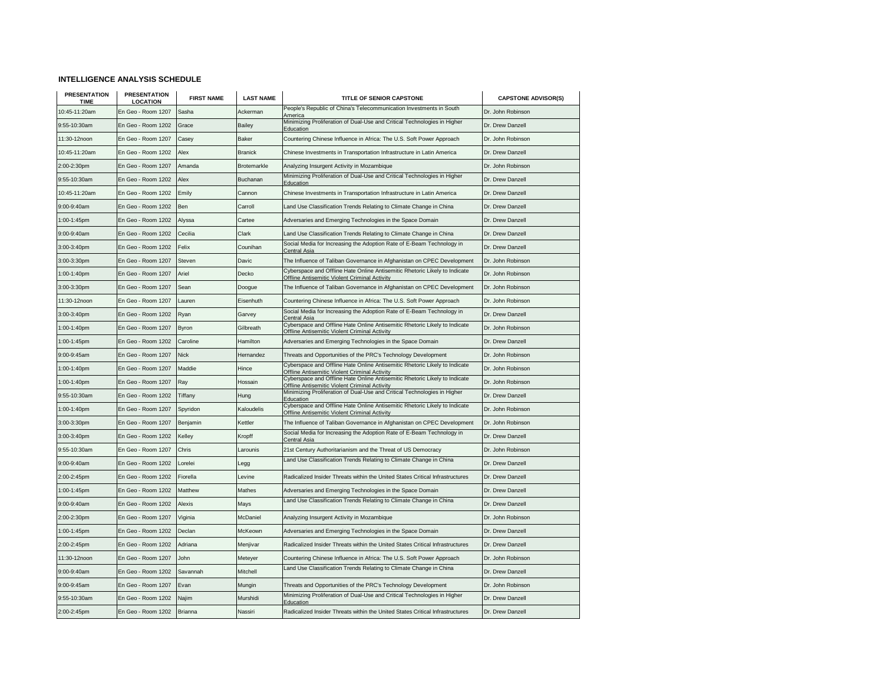**INTELLIGENCE ANALYSIS SCHEDULE**

| PRESENTATION TIME | PRESENTATION LOCATION | FIRST NAME | LAST NAME | TITLE OF SENIOR CAPSTONE | CAPSTONE ADVISOR(S) |
|---|---|---|---|---|---|
| 10:45-11:20am | En Geo - Room 1207 | Sasha | Ackerman | People's Republic of China's Telecommunication Investments in South America | Dr. John Robinson |
| 9:55-10:30am | En Geo - Room 1202 | Grace | Bailey | Minimizing Proliferation of Dual-Use and Critical Technologies in Higher Education | Dr. Drew Danzell |
| 11:30-12noon | En Geo - Room 1207 | Casey | Baker | Countering Chinese Influence in Africa: The U.S. Soft Power Approach | Dr. John Robinson |
| 10:45-11:20am | En Geo - Room 1202 | Alex | Branick | Chinese Investments in Transportation Infrastructure in Latin America | Dr. Drew Danzell |
| 2:00-2:30pm | En Geo - Room 1207 | Amanda | Brotemarkle | Analyzing Insurgent Activity in Mozambique | Dr. John Robinson |
| 9:55-10:30am | En Geo - Room 1202 | Alex | Buchanan | Minimizing Proliferation of Dual-Use and Critical Technologies in Higher Education | Dr. Drew Danzell |
| 10:45-11:20am | En Geo - Room 1202 | Emily | Cannon | Chinese Investments in Transportation Infrastructure in Latin America | Dr. Drew Danzell |
| 9:00-9:40am | En Geo - Room 1202 | Ben | Carroll | Land Use Classification Trends Relating to Climate Change in China | Dr. Drew Danzell |
| 1:00-1:45pm | En Geo - Room 1202 | Alyssa | Cartee | Adversaries and Emerging Technologies in the Space Domain | Dr. Drew Danzell |
| 9:00-9:40am | En Geo - Room 1202 | Cecilia | Clark | Land Use Classification Trends Relating to Climate Change in China | Dr. Drew Danzell |
| 3:00-3:40pm | En Geo - Room 1202 | Felix | Counihan | Social Media for Increasing the Adoption Rate of E-Beam Technology in Central Asia | Dr. Drew Danzell |
| 3:00-3:30pm | En Geo - Room 1207 | Steven | Davic | The Influence of Taliban Governance in Afghanistan on CPEC Development | Dr. John Robinson |
| 1:00-1:40pm | En Geo - Room 1207 | Ariel | Decko | Cyberspace and Offline Hate Online Antisemitic Rhetoric Likely to Indicate Offline Antisemitic Violent Criminal Activity | Dr. John Robinson |
| 3:00-3:30pm | En Geo - Room 1207 | Sean | Doogue | The Influence of Taliban Governance in Afghanistan on CPEC Development | Dr. John Robinson |
| 11:30-12noon | En Geo - Room 1207 | Lauren | Eisenhuth | Countering Chinese Influence in Africa: The U.S. Soft Power Approach | Dr. John Robinson |
| 3:00-3:40pm | En Geo - Room 1202 | Ryan | Garvey | Social Media for Increasing the Adoption Rate of E-Beam Technology in Central Asia | Dr. Drew Danzell |
| 1:00-1:40pm | En Geo - Room 1207 | Byron | Gilbreath | Cyberspace and Offline Hate Online Antisemitic Rhetoric Likely to Indicate Offline Antisemitic Violent Criminal Activity | Dr. John Robinson |
| 1:00-1:45pm | En Geo - Room 1202 | Caroline | Hamilton | Adversaries and Emerging Technologies in the Space Domain | Dr. Drew Danzell |
| 9:00-9:45am | En Geo - Room 1207 | Nick | Hernandez | Threats and Opportunities of the PRC's Technology Development | Dr. John Robinson |
| 1:00-1:40pm | En Geo - Room 1207 | Maddie | Hince | Cyberspace and Offline Hate Online Antisemitic Rhetoric Likely to Indicate Offline Antisemitic Violent Criminal Activity | Dr. John Robinson |
| 1:00-1:40pm | En Geo - Room 1207 | Ray | Hossain | Cyberspace and Offline Hate Online Antisemitic Rhetoric Likely to Indicate Offline Antisemitic Violent Criminal Activity | Dr. John Robinson |
| 9:55-10:30am | En Geo - Room 1202 | Tiffany | Hung | Minimizing Proliferation of Dual-Use and Critical Technologies in Higher Education | Dr. Drew Danzell |
| 1:00-1:40pm | En Geo - Room 1207 | Spyridon | Kaloudelis | Cyberspace and Offline Hate Online Antisemitic Rhetoric Likely to Indicate Offline Antisemitic Violent Criminal Activity | Dr. John Robinson |
| 3:00-3:30pm | En Geo - Room 1207 | Benjamin | Kettler | The Influence of Taliban Governance in Afghanistan on CPEC Development | Dr. John Robinson |
| 3:00-3:40pm | En Geo - Room 1202 | Kelley | Kropff | Social Media for Increasing the Adoption Rate of E-Beam Technology in Central Asia | Dr. Drew Danzell |
| 9:55-10:30am | En Geo - Room 1207 | Chris | Larounis | 21st Century Authoritarianism and the Threat of US Democracy | Dr. John Robinson |
| 9:00-9:40am | En Geo - Room 1202 | Lorelei | Legg | Land Use Classification Trends Relating to Climate Change in China | Dr. Drew Danzell |
| 2:00-2:45pm | En Geo - Room 1202 | Fiorella | Levine | Radicalized Insider Threats within the United States Critical Infrastructures | Dr. Drew Danzell |
| 1:00-1:45pm | En Geo - Room 1202 | Matthew | Mathes | Adversaries and Emerging Technologies in the Space Domain | Dr. Drew Danzell |
| 9:00-9:40am | En Geo - Room 1202 | Alexis | Mays | Land Use Classification Trends Relating to Climate Change in China | Dr. Drew Danzell |
| 2:00-2:30pm | En Geo - Room 1207 | Viginia | McDaniel | Analyzing Insurgent Activity in Mozambique | Dr. John Robinson |
| 1:00-1:45pm | En Geo - Room 1202 | Declan | McKeown | Adversaries and Emerging Technologies in the Space Domain | Dr. Drew Danzell |
| 2:00-2:45pm | En Geo - Room 1202 | Adriana | Menjivar | Radicalized Insider Threats within the United States Critical Infrastructures | Dr. Drew Danzell |
| 11:30-12noon | En Geo - Room 1207 | John | Meteyer | Countering Chinese Influence in Africa: The U.S. Soft Power Approach | Dr. John Robinson |
| 9:00-9:40am | En Geo - Room 1202 | Savannah | Mitchell | Land Use Classification Trends Relating to Climate Change in China | Dr. Drew Danzell |
| 9:00-9:45am | En Geo - Room 1207 | Evan | Mungin | Threats and Opportunities of the PRC's Technology Development | Dr. John Robinson |
| 9:55-10:30am | En Geo - Room 1202 | Najim | Murshidi | Minimizing Proliferation of Dual-Use and Critical Technologies in Higher Education | Dr. Drew Danzell |
| 2:00-2:45pm | En Geo - Room 1202 | Brianna | Nassiri | Radicalized Insider Threats within the United States Critical Infrastructures | Dr. Drew Danzell |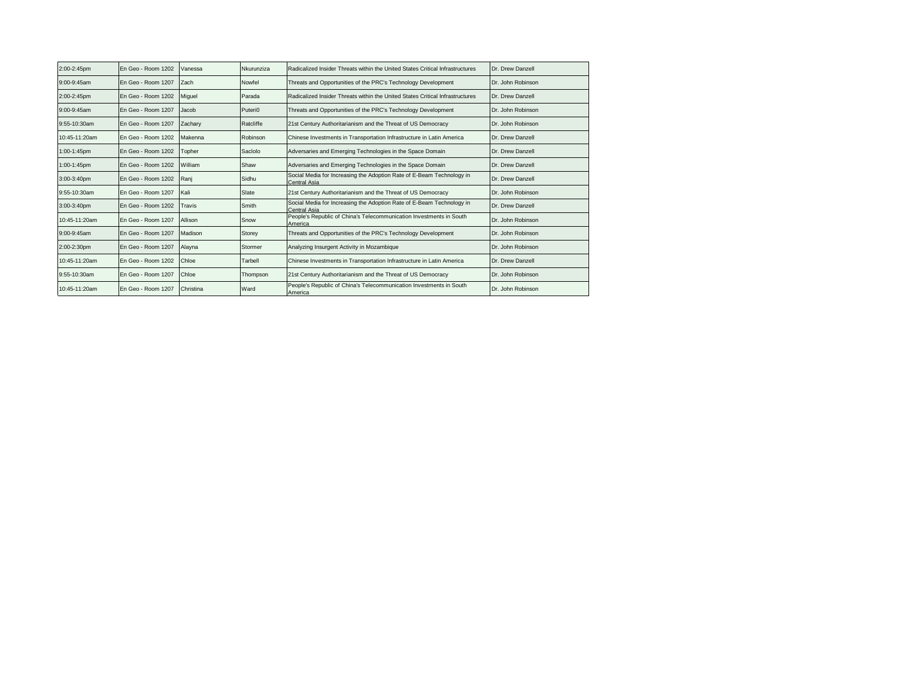| | | | | | |
|---|---|---|---|---|---|
| 2:00-2:45pm | En Geo - Room 1202 | Vanessa | Nkurunziza | Radicalized Insider Threats within the United States Critical Infrastructures | Dr. Drew Danzell |
| 9:00-9:45am | En Geo - Room 1207 | Zach | Nowfel | Threats and Opportunities of the PRC's Technology Development | Dr. John Robinson |
| 2:00-2:45pm | En Geo - Room 1202 | Miguel | Parada | Radicalized Insider Threats within the United States Critical Infrastructures | Dr. Drew Danzell |
| 9:00-9:45am | En Geo - Room 1207 | Jacob | Puteri0 | Threats and Opportunities of the PRC's Technology Development | Dr. John Robinson |
| 9:55-10:30am | En Geo - Room 1207 | Zachary | Ratcliffe | 21st Century Authoritarianism and the Threat of US Democracy | Dr. John Robinson |
| 10:45-11:20am | En Geo - Room 1202 | Makenna | Robinson | Chinese Investments in Transportation Infrastructure in Latin America | Dr. Drew Danzell |
| 1:00-1:45pm | En Geo - Room 1202 | Topher | Saclolo | Adversaries and Emerging Technologies in the Space Domain | Dr. Drew Danzell |
| 1:00-1:45pm | En Geo - Room 1202 | William | Shaw | Adversaries and Emerging Technologies in the Space Domain | Dr. Drew Danzell |
| 3:00-3:40pm | En Geo - Room 1202 | Ranj | Sidhu | Social Media for Increasing the Adoption Rate of E-Beam Technology in Central Asia | Dr. Drew Danzell |
| 9:55-10:30am | En Geo - Room 1207 | Kali | Slate | 21st Century Authoritarianism and the Threat of US Democracy | Dr. John Robinson |
| 3:00-3:40pm | En Geo - Room 1202 | Travis | Smith | Social Media for Increasing the Adoption Rate of E-Beam Technology in Central Asia | Dr. Drew Danzell |
| 10:45-11:20am | En Geo - Room 1207 | Allison | Snow | People's Republic of China's Telecommunication Investments in South America | Dr. John Robinson |
| 9:00-9:45am | En Geo - Room 1207 | Madison | Storey | Threats and Opportunities of the PRC's Technology Development | Dr. John Robinson |
| 2:00-2:30pm | En Geo - Room 1207 | Alayna | Stormer | Analyzing Insurgent Activity in Mozambique | Dr. John Robinson |
| 10:45-11:20am | En Geo - Room 1202 | Chloe | Tarbell | Chinese Investments in Transportation Infrastructure in Latin America | Dr. Drew Danzell |
| 9:55-10:30am | En Geo - Room 1207 | Chloe | Thompson | 21st Century Authoritarianism and the Threat of US Democracy | Dr. John Robinson |
| 10:45-11:20am | En Geo - Room 1207 | Christina | Ward | People's Republic of China's Telecommunication Investments in South America | Dr. John Robinson |